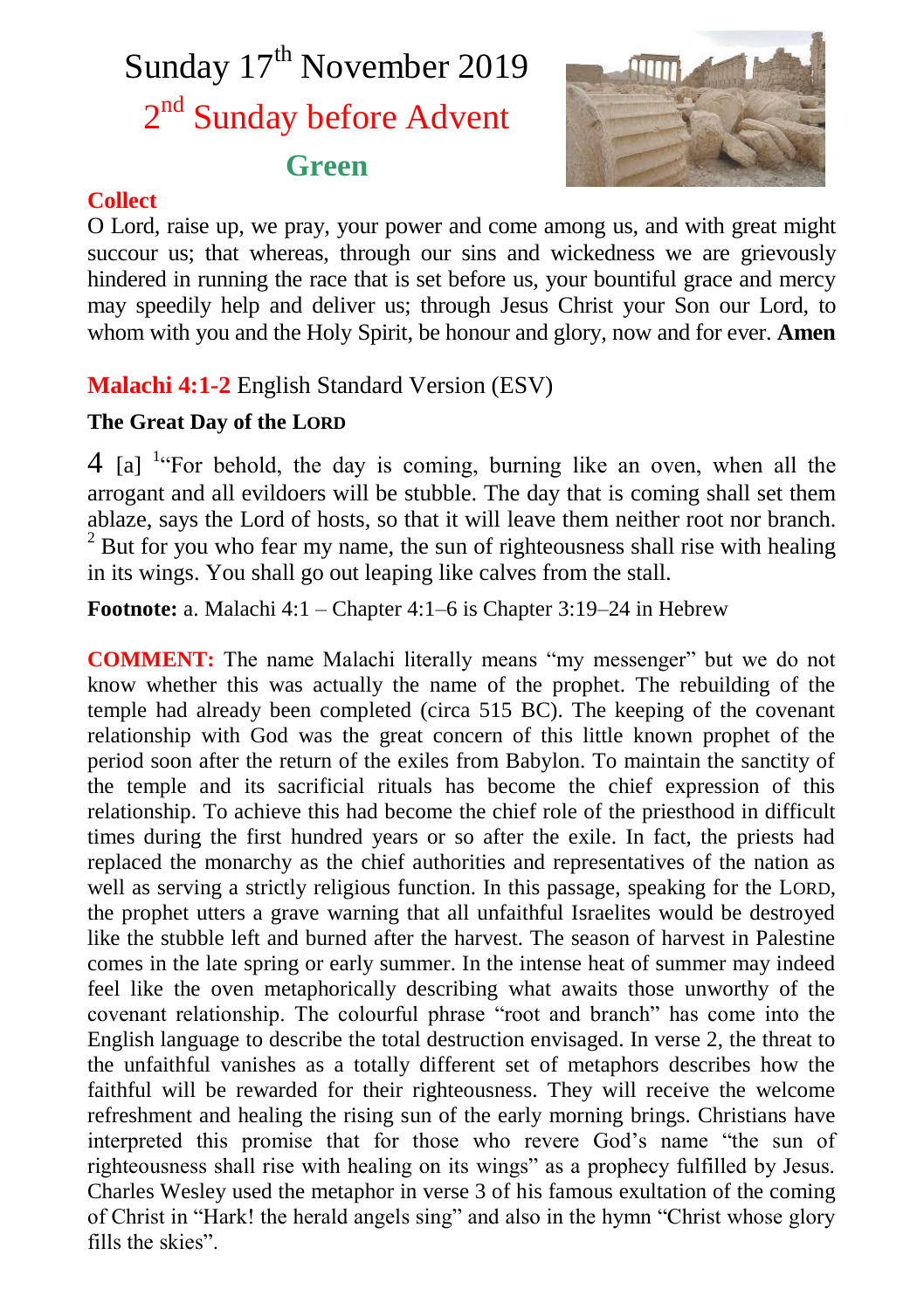# Sunday 17th November 2019

## 2nd Sunday before Advent

**Green**

**Collect**

O Lord, raise up, we pray, your power and come among us, and with great might succour us; that whereas, through our sins and wickedness we are grievously hindered in running the race that is set before us, your bountiful grace and mercy may speedily help and deliver us; through Jesus Christ your Son our Lord, to whom with you and the Holy Spirit, be honour and glory, now and for ever. **Amen**

**Malachi 4:1-2** English Standard Version (ESV)

**The Great Day of the LORD**

4 [a] [1]"For behold, the day is coming, burning like an oven, when all the arrogant and all evildoers will be stubble. The day that is coming shall set them ablaze, says the Lord of hosts, so that it will leave them neither root nor branch. [2] But for you who fear my name, the sun of righteousness shall rise with healing in its wings. You shall go out leaping like calves from the stall.

**Footnote:** a. Malachi 4:1 – Chapter 4:1–6 is Chapter 3:19–24 in Hebrew

**COMMENT:** The name Malachi literally means "my messenger" but we do not know whether this was actually the name of the prophet. The rebuilding of the temple had already been completed (circa 515 BC). The keeping of the covenant relationship with God was the great concern of this little known prophet of the period soon after the return of the exiles from Babylon. To maintain the sanctity of the temple and its sacrificial rituals has become the chief expression of this relationship. To achieve this had become the chief role of the priesthood in difficult times during the first hundred years or so after the exile. In fact, the priests had replaced the monarchy as the chief authorities and representatives of the nation as well as serving a strictly religious function. In this passage, speaking for the LORD, the prophet utters a grave warning that all unfaithful Israelites would be destroyed like the stubble left and burned after the harvest. The season of harvest in Palestine comes in the late spring or early summer. In the intense heat of summer may indeed feel like the oven metaphorically describing what awaits those unworthy of the covenant relationship. The colourful phrase "root and branch" has come into the English language to describe the total destruction envisaged. In verse 2, the threat to the unfaithful vanishes as a totally different set of metaphors describes how the faithful will be rewarded for their righteousness. They will receive the welcome refreshment and healing the rising sun of the early morning brings. Christians have interpreted this promise that for those who revere God's name "the sun of righteousness shall rise with healing on its wings" as a prophecy fulfilled by Jesus. Charles Wesley used the metaphor in verse 3 of his famous exultation of the coming of Christ in "Hark! the herald angels sing" and also in the hymn "Christ whose glory fills the skies".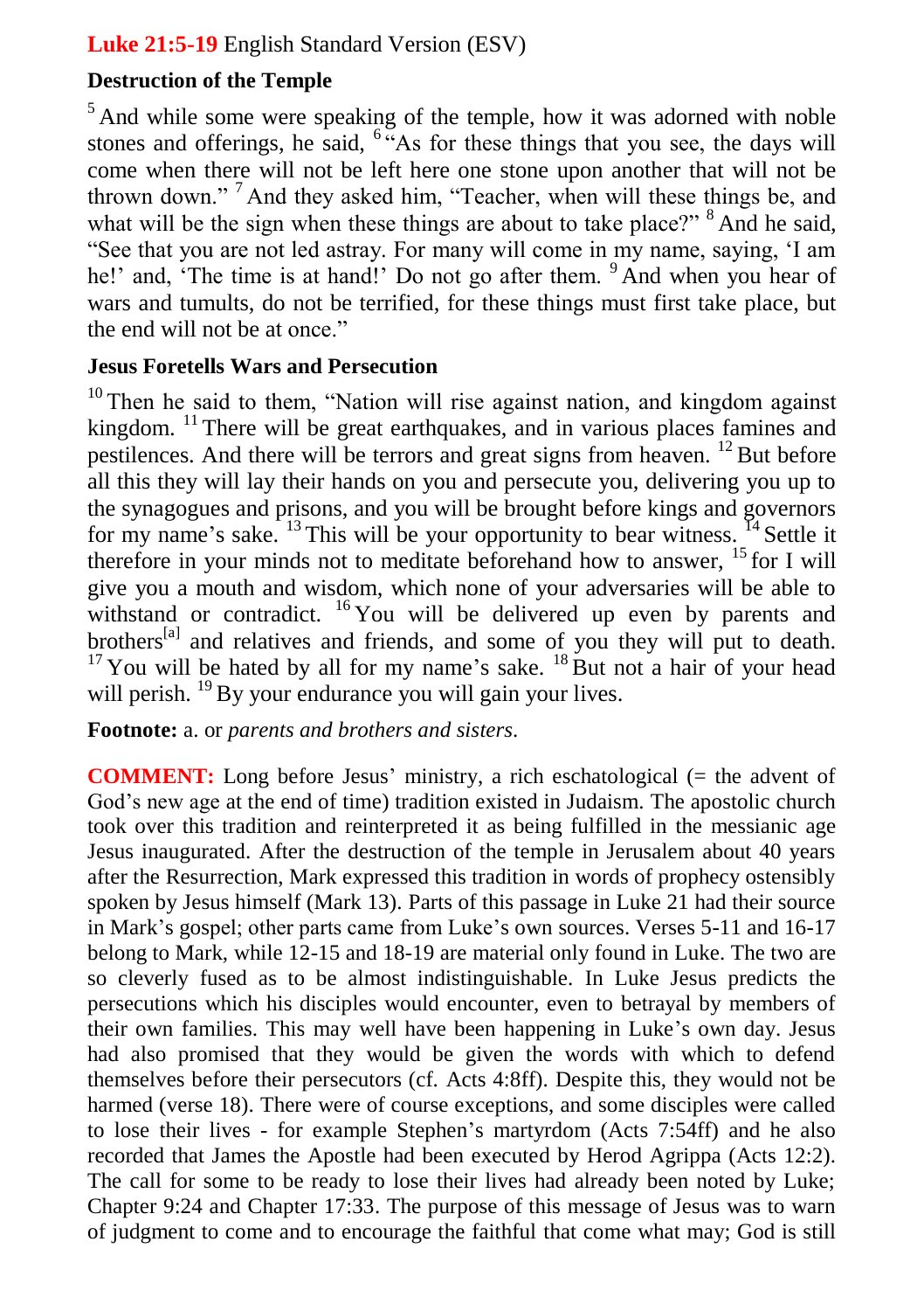**Luke 21:5-19** English Standard Version (ESV)

**Destruction of the Temple**

[5] And while some were speaking of the temple, how it was adorned with noble stones and offerings, he said, [6] "As for these things that you see, the days will come when there will not be left here one stone upon another that will not be thrown down." [7] And they asked him, "Teacher, when will these things be, and what will be the sign when these things are about to take place?" [8] And he said, "See that you are not led astray. For many will come in my name, saying, 'I am he!' and, 'The time is at hand!' Do not go after them. [9] And when you hear of wars and tumults, do not be terrified, for these things must first take place, but the end will not be at once."

**Jesus Foretells Wars and Persecution**

[10] Then he said to them, "Nation will rise against nation, and kingdom against kingdom. [11] There will be great earthquakes, and in various places famines and pestilences. And there will be terrors and great signs from heaven. [12] But before all this they will lay their hands on you and persecute you, delivering you up to the synagogues and prisons, and you will be brought before kings and governors for my name's sake. [13] This will be your opportunity to bear witness. [14] Settle it therefore in your minds not to meditate beforehand how to answer, [15] for I will give you a mouth and wisdom, which none of your adversaries will be able to withstand or contradict. [16] You will be delivered up even by parents and brothers[a] and relatives and friends, and some of you they will put to death. [17] You will be hated by all for my name's sake. [18] But not a hair of your head will perish. [19] By your endurance you will gain your lives.

**Footnote:** a. or *parents and brothers and sisters*.

**COMMENT:** Long before Jesus' ministry, a rich eschatological (= the advent of God's new age at the end of time) tradition existed in Judaism. The apostolic church took over this tradition and reinterpreted it as being fulfilled in the messianic age Jesus inaugurated. After the destruction of the temple in Jerusalem about 40 years after the Resurrection, Mark expressed this tradition in words of prophecy ostensibly spoken by Jesus himself (Mark 13). Parts of this passage in Luke 21 had their source in Mark's gospel; other parts came from Luke's own sources. Verses 5-11 and 16-17 belong to Mark, while 12-15 and 18-19 are material only found in Luke. The two are so cleverly fused as to be almost indistinguishable. In Luke Jesus predicts the persecutions which his disciples would encounter, even to betrayal by members of their own families. This may well have been happening in Luke's own day. Jesus had also promised that they would be given the words with which to defend themselves before their persecutors (cf. Acts 4:8ff). Despite this, they would not be harmed (verse 18). There were of course exceptions, and some disciples were called to lose their lives - for example Stephen's martyrdom (Acts 7:54ff) and he also recorded that James the Apostle had been executed by Herod Agrippa (Acts 12:2). The call for some to be ready to lose their lives had already been noted by Luke; Chapter 9:24 and Chapter 17:33. The purpose of this message of Jesus was to warn of judgment to come and to encourage the faithful that come what may; God is still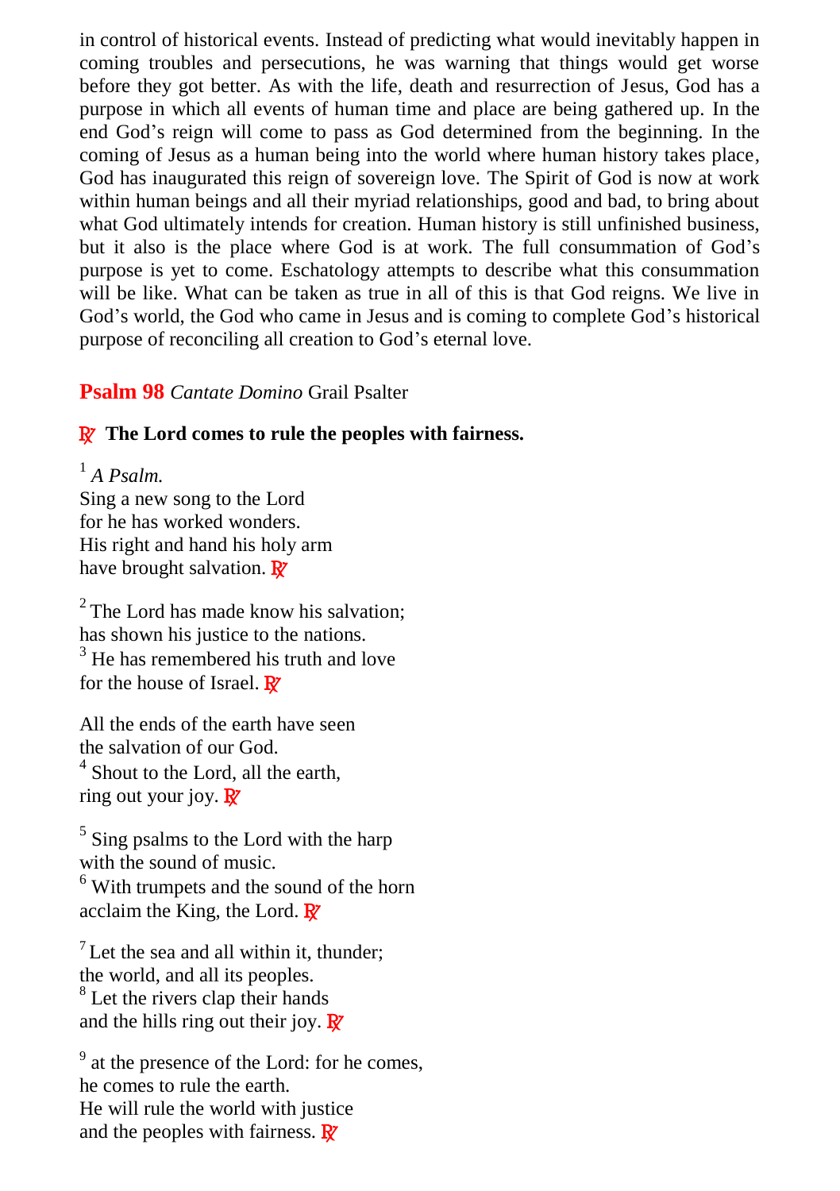in control of historical events. Instead of predicting what would inevitably happen in coming troubles and persecutions, he was warning that things would get worse before they got better. As with the life, death and resurrection of Jesus, God has a purpose in which all events of human time and place are being gathered up. In the end God's reign will come to pass as God determined from the beginning. In the coming of Jesus as a human being into the world where human history takes place, God has inaugurated this reign of sovereign love. The Spirit of God is now at work within human beings and all their myriad relationships, good and bad, to bring about what God ultimately intends for creation. Human history is still unfinished business, but it also is the place where God is at work. The full consummation of God's purpose is yet to come. Eschatology attempts to describe what this consummation will be like. What can be taken as true in all of this is that God reigns. We live in God's world, the God who came in Jesus and is coming to complete God's historical purpose of reconciling all creation to God's eternal love.

## **Psalm 98** *Cantate Domino* Grail Psalter

**℟ The Lord comes to rule the peoples with fairness.**

[1] *A Psalm.*
Sing a new song to the Lord
for he has worked wonders.
His right and hand his holy arm
have brought salvation. ℟

[2] The Lord has made know his salvation;
has shown his justice to the nations.
[3] He has remembered his truth and love
for the house of Israel. ℟

All the ends of the earth have seen
the salvation of our God.
[4] Shout to the Lord, all the earth,
ring out your joy. ℟

[5] Sing psalms to the Lord with the harp
with the sound of music.
[6] With trumpets and the sound of the horn
acclaim the King, the Lord. ℟

[7] Let the sea and all within it, thunder;
the world, and all its peoples.
[8] Let the rivers clap their hands
and the hills ring out their joy. ℟

[9] at the presence of the Lord: for he comes,
he comes to rule the earth.
He will rule the world with justice
and the peoples with fairness. ℟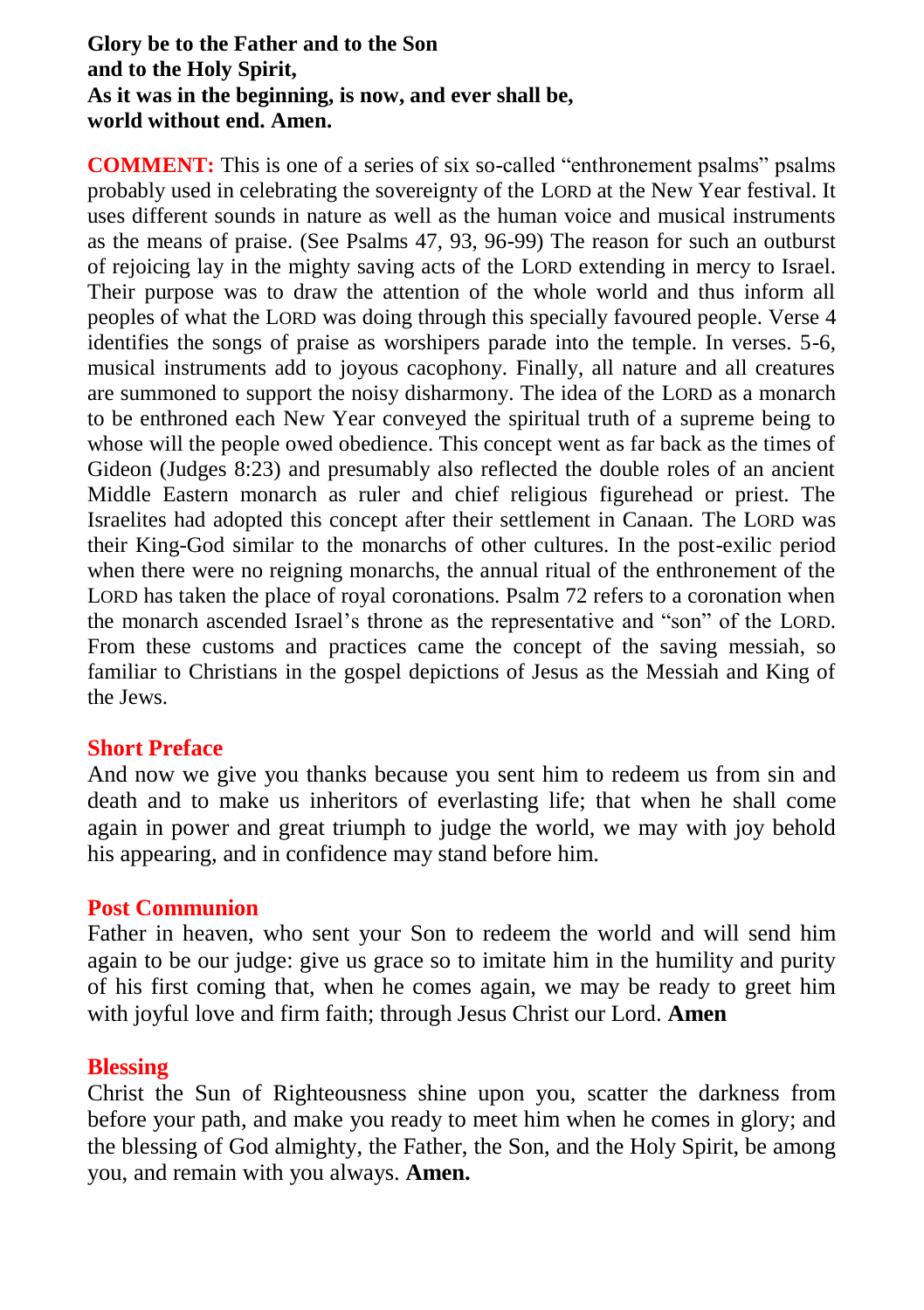**Glory be to the Father and to the Son**
**and to the Holy Spirit,**
**As it was in the beginning, is now, and ever shall be,**
**world without end. Amen.**

**COMMENT:** This is one of a series of six so-called “enthronement psalms” psalms probably used in celebrating the sovereignty of the LORD at the New Year festival. It uses different sounds in nature as well as the human voice and musical instruments as the means of praise. (See Psalms 47, 93, 96-99) The reason for such an outburst of rejoicing lay in the mighty saving acts of the LORD extending in mercy to Israel. Their purpose was to draw the attention of the whole world and thus inform all peoples of what the LORD was doing through this specially favoured people. Verse 4 identifies the songs of praise as worshipers parade into the temple. In verses. 5-6, musical instruments add to joyous cacophony. Finally, all nature and all creatures are summoned to support the noisy disharmony. The idea of the LORD as a monarch to be enthroned each New Year conveyed the spiritual truth of a supreme being to whose will the people owed obedience. This concept went as far back as the times of Gideon (Judges 8:23) and presumably also reflected the double roles of an ancient Middle Eastern monarch as ruler and chief religious figurehead or priest. The Israelites had adopted this concept after their settlement in Canaan. The LORD was their King-God similar to the monarchs of other cultures. In the post-exilic period when there were no reigning monarchs, the annual ritual of the enthronement of the LORD has taken the place of royal coronations. Psalm 72 refers to a coronation when the monarch ascended Israel’s throne as the representative and “son” of the LORD. From these customs and practices came the concept of the saving messiah, so familiar to Christians in the gospel depictions of Jesus as the Messiah and King of the Jews.

## Short Preface

And now we give you thanks because you sent him to redeem us from sin and death and to make us inheritors of everlasting life; that when he shall come again in power and great triumph to judge the world, we may with joy behold his appearing, and in confidence may stand before him.

## Post Communion

Father in heaven, who sent your Son to redeem the world and will send him again to be our judge: give us grace so to imitate him in the humility and purity of his first coming that, when he comes again, we may be ready to greet him with joyful love and firm faith; through Jesus Christ our Lord. **Amen**

## Blessing

Christ the Sun of Righteousness shine upon you, scatter the darkness from before your path, and make you ready to meet him when he comes in glory; and the blessing of God almighty, the Father, the Son, and the Holy Spirit, be among you, and remain with you always. **Amen.**